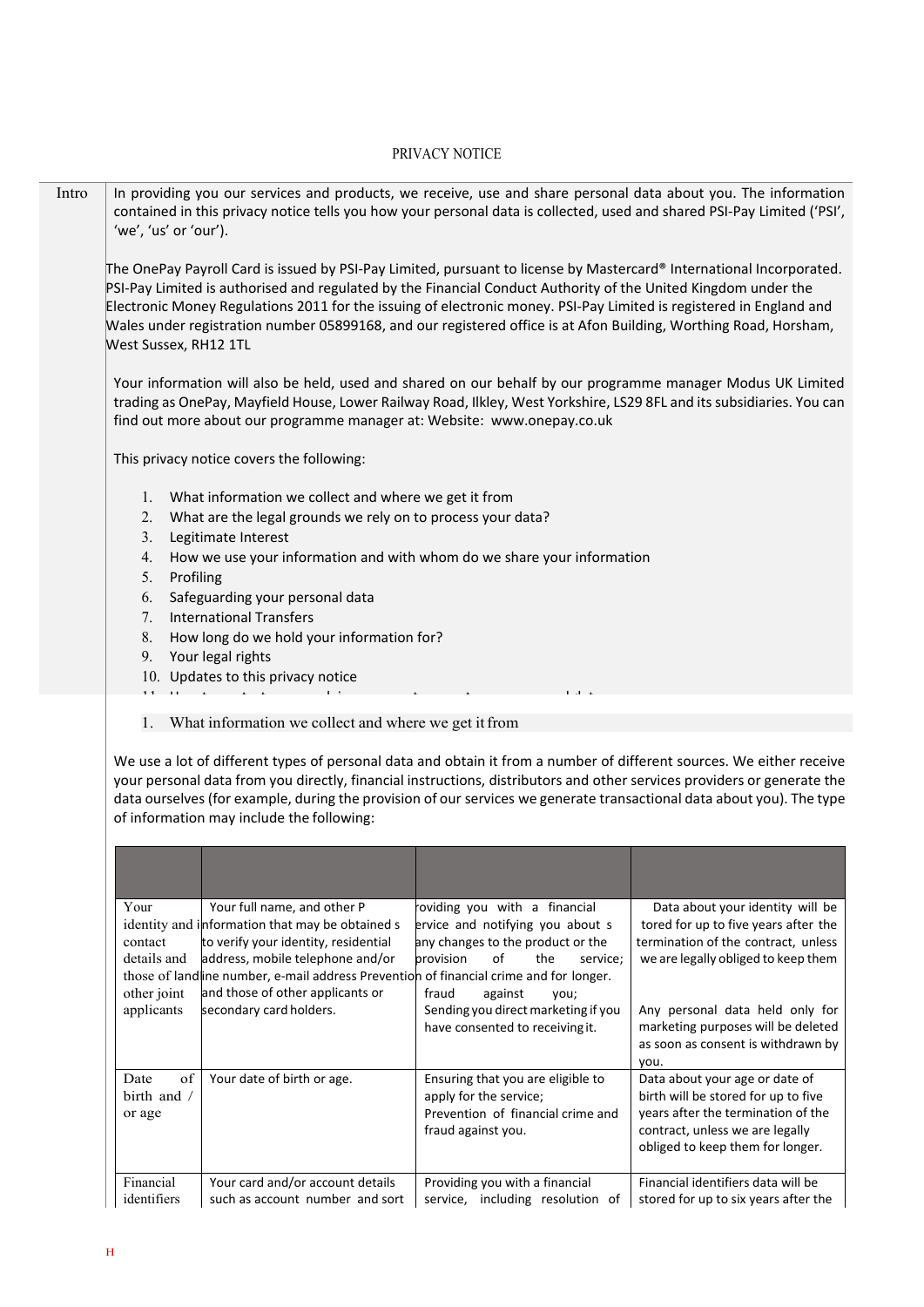# PRIVACY NOTICE

**Intro**

In providing you our services and products, we receive, use and share personal data about you. The information contained in this privacy notice tells you how your personal data is collected, used and shared PSI-Pay Limited ('PSI', 'we', 'us' or 'our').

The OnePay Payroll Card is issued by PSI-Pay Limited, pursuant to license by Mastercard® International Incorporated. PSI-Pay Limited is authorised and regulated by the Financial Conduct Authority of the United Kingdom under the Electronic Money Regulations 2011 for the issuing of electronic money. PSI-Pay Limited is registered in England and Wales under registration number 05899168, and our registered office is at Afon Building, Worthing Road, Horsham, West Sussex, RH12 1TL

Your information will also be held, used and shared on our behalf by our programme manager Modus UK Limited trading as OnePay, Mayfield House, Lower Railway Road, Ilkley, West Yorkshire, LS29 8FL and its subsidiaries. You can find out more about our programme manager at: Website: www.onepay.co.uk

This privacy notice covers the following:

1. What information we collect and where we get it from
2. What are the legal grounds we rely on to process your data?
3. Legitimate Interest
4. How we use your information and with whom do we share your information
5. Profiling
6. Safeguarding your personal data
7. International Transfers
8. How long do we hold your information for?
9. Your legal rights
10. Updates to this privacy notice

## 1. What information we collect and where we get it from

We use a lot of different types of personal data and obtain it from a number of different sources. We either receive your personal data from you directly, financial instructions, distributors and other services providers or generate the data ourselves (for example, during the provision of our services we generate transactional data about you). The type of information may include the following:

| | | | |
|---|---|---|---|
| Your identity and contact details and those of other joint applicants | Your full name, and other information that may be obtained to verify your identity, residential address, mobile telephone and/or landline number, e-mail address and those of other applicants or secondary card holders. | Providing you with a financial service and notifying you about any changes to the product or the provision of the service; Prevention of financial crime and fraud against you; Sending you direct marketing if you have consented to receiving it. | Data about your identity will be stored for up to five years after the termination of the contract, unless we are legally obliged to keep them for longer.<br><br>Any personal data held only for marketing purposes will be deleted as soon as consent is withdrawn by you. |
| Date of birth and / or age | Your date of birth or age. | Ensuring that you are eligible to apply for the service; Prevention of financial crime and fraud against you. | Data about your age or date of birth will be stored for up to five years after the termination of the contract, unless we are legally obliged to keep them for longer. |
| Financial identifiers | Your card and/or account details such as account number and sort | Providing you with a financial service, including resolution of | Financial identifiers data will be stored for up to six years after the |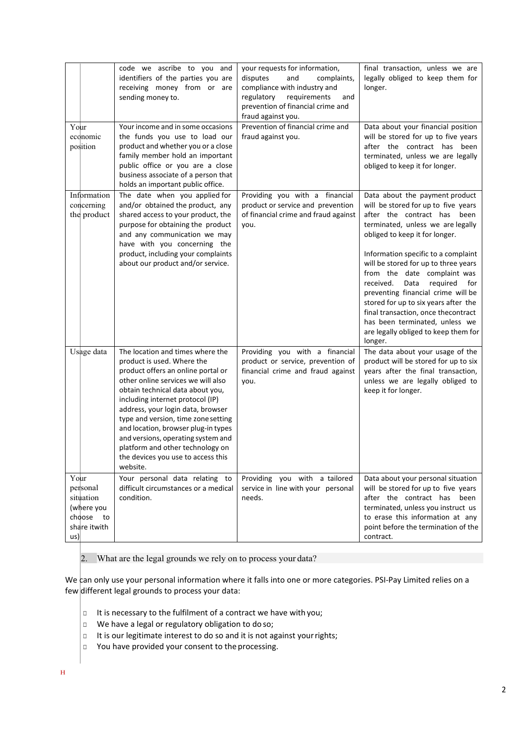| | | | |
|---|---|---|---|
| | code we ascribe to you and identifiers of the parties you are receiving money from or are sending money to. | your requests for information, disputes and complaints, compliance with industry and regulatory requirements and prevention of financial crime and fraud against you. | final transaction, unless we are legally obliged to keep them for longer. |
| Your economic position | Your income and in some occasions the funds you use to load our product and whether you or a close family member hold an important public office or you are a close business associate of a person that holds an important public office. | Prevention of financial crime and fraud against you. | Data about your financial position will be stored for up to five years after the contract has been terminated, unless we are legally obliged to keep it for longer. |
| Information concerning the product | The date when you applied for and/or obtained the product, any shared access to your product, the purpose for obtaining the product and any communication we may have with you concerning the product, including your complaints about our product and/or service. | Providing you with a financial product or service and prevention of financial crime and fraud against you. | Data about the payment product will be stored for up to five years after the contract has been terminated, unless we are legally obliged to keep it for longer.<br><br>Information specific to a complaint will be stored for up to three years from the date complaint was received. Data required for preventing financial crime will be stored for up to six years after the final transaction, once thecontract has been terminated, unless we are legally obliged to keep them for longer. |
| Usage data | The location and times where the product is used. Where the product offers an online portal or other online services we will also obtain technical data about you, including internet protocol (IP) address, your login data, browser type and version, time zone setting and location, browser plug-in types and versions, operating system and platform and other technology on the devices you use to access this website. | Providing you with a financial product or service, prevention of financial crime and fraud against you. | The data about your usage of the product will be stored for up to six years after the final transaction, unless we are legally obliged to keep it for longer. |
| Your personal situation (where you choose to share itwith us) | Your personal data relating to difficult circumstances or a medical condition. | Providing you with a tailored service in line with your personal needs. | Data about your personal situation will be stored for up to five years after the contract has been terminated, unless you instruct us to erase this information at any point before the termination of the contract. |

## 2. What are the legal grounds we rely on to process your data?

We can only use your personal information where it falls into one or more categories. PSI-Pay Limited relies on a few different legal grounds to process your data:

- It is necessary to the fulfilment of a contract we have with you;
- We have a legal or regulatory obligation to do so;
- It is our legitimate interest to do so and it is not against your rights;
- You have provided your consent to the processing.

H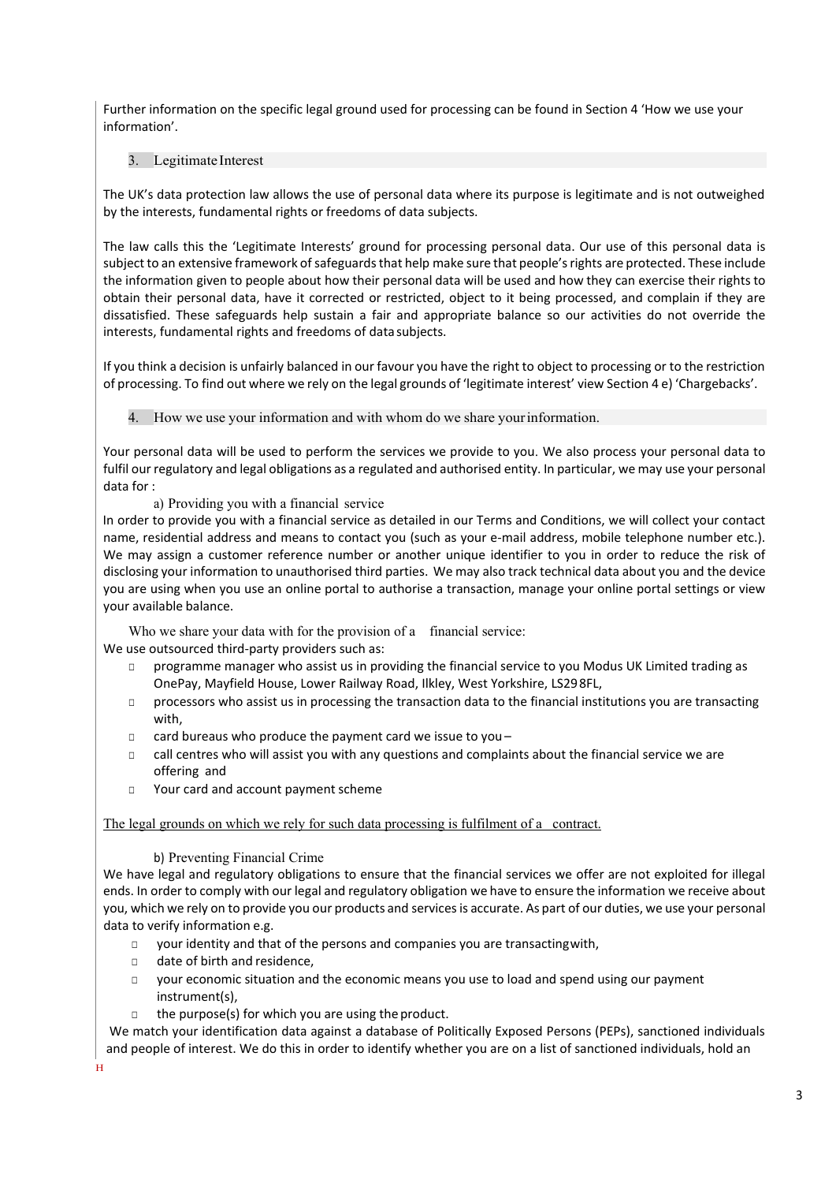Further information on the specific legal ground used for processing can be found in Section 4 'How we use your information'.

## 3. Legitimate Interest

The UK's data protection law allows the use of personal data where its purpose is legitimate and is not outweighed by the interests, fundamental rights or freedoms of data subjects.

The law calls this the 'Legitimate Interests' ground for processing personal data. Our use of this personal data is subject to an extensive framework of safeguards that help make sure that people's rights are protected. These include the information given to people about how their personal data will be used and how they can exercise their rights to obtain their personal data, have it corrected or restricted, object to it being processed, and complain if they are dissatisfied. These safeguards help sustain a fair and appropriate balance so our activities do not override the interests, fundamental rights and freedoms of data subjects.

If you think a decision is unfairly balanced in our favour you have the right to object to processing or to the restriction of processing. To find out where we rely on the legal grounds of 'legitimate interest' view Section 4 e) 'Chargebacks'.

## 4. How we use your information and with whom do we share your information.

Your personal data will be used to perform the services we provide to you. We also process your personal data to fulfil our regulatory and legal obligations as a regulated and authorised entity. In particular, we may use your personal data for :

### a) Providing you with a financial service

In order to provide you with a financial service as detailed in our Terms and Conditions, we will collect your contact name, residential address and means to contact you (such as your e-mail address, mobile telephone number etc.). We may assign a customer reference number or another unique identifier to you in order to reduce the risk of disclosing your information to unauthorised third parties. We may also track technical data about you and the device you are using when you use an online portal to authorise a transaction, manage your online portal settings or view your available balance.

Who we share your data with for the provision of a financial service:

We use outsourced third-party providers such as:

- programme manager who assist us in providing the financial service to you Modus UK Limited trading as OnePay, Mayfield House, Lower Railway Road, Ilkley, West Yorkshire, LS29 8FL,
- processors who assist us in processing the transaction data to the financial institutions you are transacting with,
- card bureaus who produce the payment card we issue to you –
- call centres who will assist you with any questions and complaints about the financial service we are offering and
- Your card and account payment scheme

<u>The legal grounds on which we rely for such data processing is fulfilment of a contract.</u>

### b) Preventing Financial Crime

We have legal and regulatory obligations to ensure that the financial services we offer are not exploited for illegal ends. In order to comply with our legal and regulatory obligation we have to ensure the information we receive about you, which we rely on to provide you our products and services is accurate. As part of our duties, we use your personal data to verify information e.g.

- your identity and that of the persons and companies you are transacting with,
- date of birth and residence,
- your economic situation and the economic means you use to load and spend using our payment instrument(s),
- the purpose(s) for which you are using the product.

We match your identification data against a database of Politically Exposed Persons (PEPs), sanctioned individuals and people of interest. We do this in order to identify whether you are on a list of sanctioned individuals, hold an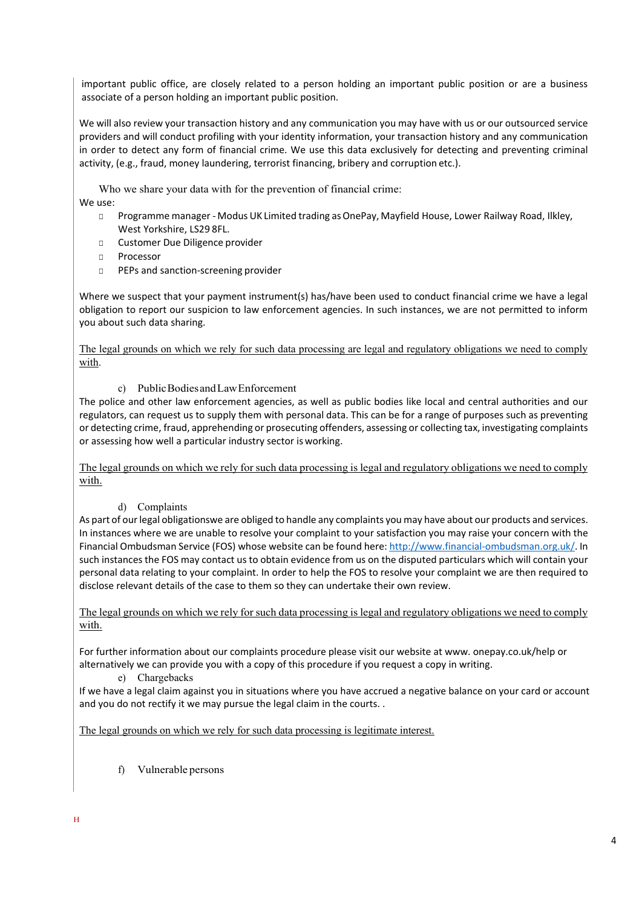important public office, are closely related to a person holding an important public position or are a business associate of a person holding an important public position.

We will also review your transaction history and any communication you may have with us or our outsourced service providers and will conduct profiling with your identity information, your transaction history and any communication in order to detect any form of financial crime. We use this data exclusively for detecting and preventing criminal activity, (e.g., fraud, money laundering, terrorist financing, bribery and corruption etc.).

Who we share your data with for the prevention of financial crime:

We use:

- Programme manager - Modus UK Limited trading as OnePay, Mayfield House, Lower Railway Road, Ilkley, West Yorkshire, LS29 8FL.
- Customer Due Diligence provider
- Processor
- PEPs and sanction-screening provider

Where we suspect that your payment instrument(s) has/have been used to conduct financial crime we have a legal obligation to report our suspicion to law enforcement agencies. In such instances, we are not permitted to inform you about such data sharing.

<u>The legal grounds on which we rely for such data processing are legal and regulatory obligations we need to comply with</u>.

c) Public Bodies and Law Enforcement

The police and other law enforcement agencies, as well as public bodies like local and central authorities and our regulators, can request us to supply them with personal data. This can be for a range of purposes such as preventing or detecting crime, fraud, apprehending or prosecuting offenders, assessing or collecting tax, investigating complaints or assessing how well a particular industry sector is working.

<u>The legal grounds on which we rely for such data processing is legal and regulatory obligations we need to comply with.</u>

d) Complaints

As part of our legal obligationswe are obliged to handle any complaints you may have about our products and services. In instances where we are unable to resolve your complaint to your satisfaction you may raise your concern with the Financial Ombudsman Service (FOS) whose website can be found here: [http://www.financial-ombudsman.org.uk/](http://www.financial-ombudsman.org.uk/). In such instances the FOS may contact us to obtain evidence from us on the disputed particulars which will contain your personal data relating to your complaint. In order to help the FOS to resolve your complaint we are then required to disclose relevant details of the case to them so they can undertake their own review.

<u>The legal grounds on which we rely for such data processing is legal and regulatory obligations we need to comply with.</u>

For further information about our complaints procedure please visit our website at www. onepay.co.uk/help or alternatively we can provide you with a copy of this procedure if you request a copy in writing.

e) Chargebacks

If we have a legal claim against you in situations where you have accrued a negative balance on your card or account and you do not rectify it we may pursue the legal claim in the courts. .

<u>The legal grounds on which we rely for such data processing is legitimate interest.</u>

f) Vulnerable persons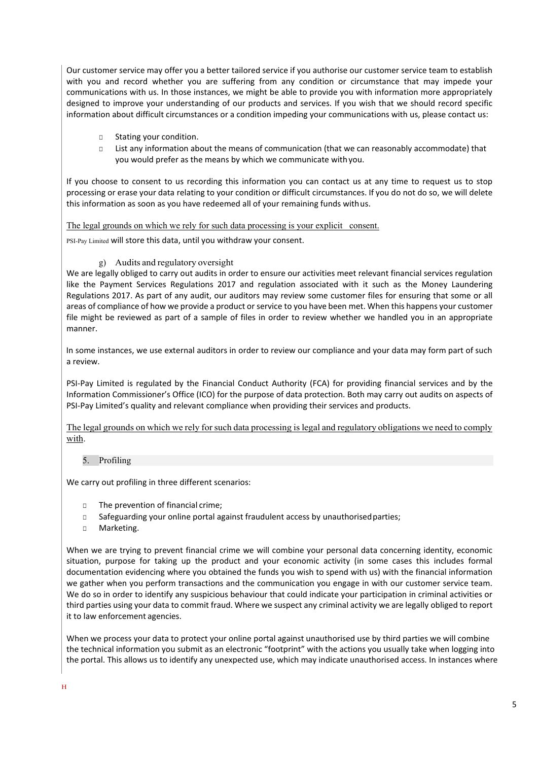Our customer service may offer you a better tailored service if you authorise our customer service team to establish with you and record whether you are suffering from any condition or circumstance that may impede your communications with us. In those instances, we might be able to provide you with information more appropriately designed to improve your understanding of our products and services. If you wish that we should record specific information about difficult circumstances or a condition impeding your communications with us, please contact us:

- Stating your condition.
- List any information about the means of communication (that we can reasonably accommodate) that you would prefer as the means by which we communicate with you.

If you choose to consent to us recording this information you can contact us at any time to request us to stop processing or erase your data relating to your condition or difficult circumstances. If you do not do so, we will delete this information as soon as you have redeemed all of your remaining funds with us.

The legal grounds on which we rely for such data processing is your explicit consent.

PSI-Pay Limited will store this data, until you withdraw your consent.

g) Audits and regulatory oversight

We are legally obliged to carry out audits in order to ensure our activities meet relevant financial services regulation like the Payment Services Regulations 2017 and regulation associated with it such as the Money Laundering Regulations 2017. As part of any audit, our auditors may review some customer files for ensuring that some or all areas of compliance of how we provide a product or service to you have been met. When this happens your customer file might be reviewed as part of a sample of files in order to review whether we handled you in an appropriate manner.

In some instances, we use external auditors in order to review our compliance and your data may form part of such a review.

PSI-Pay Limited is regulated by the Financial Conduct Authority (FCA) for providing financial services and by the Information Commissioner's Office (ICO) for the purpose of data protection. Both may carry out audits on aspects of PSI-Pay Limited's quality and relevant compliance when providing their services and products.

The legal grounds on which we rely for such data processing is legal and regulatory obligations we need to comply with.

## 5. Profiling

We carry out profiling in three different scenarios:

- The prevention of financial crime;
- Safeguarding your online portal against fraudulent access by unauthorised parties;
- Marketing.

When we are trying to prevent financial crime we will combine your personal data concerning identity, economic situation, purpose for taking up the product and your economic activity (in some cases this includes formal documentation evidencing where you obtained the funds you wish to spend with us) with the financial information we gather when you perform transactions and the communication you engage in with our customer service team. We do so in order to identify any suspicious behaviour that could indicate your participation in criminal activities or third parties using your data to commit fraud. Where we suspect any criminal activity we are legally obliged to report it to law enforcement agencies.

When we process your data to protect your online portal against unauthorised use by third parties we will combine the technical information you submit as an electronic "footprint" with the actions you usually take when logging into the portal. This allows us to identify any unexpected use, which may indicate unauthorised access. In instances where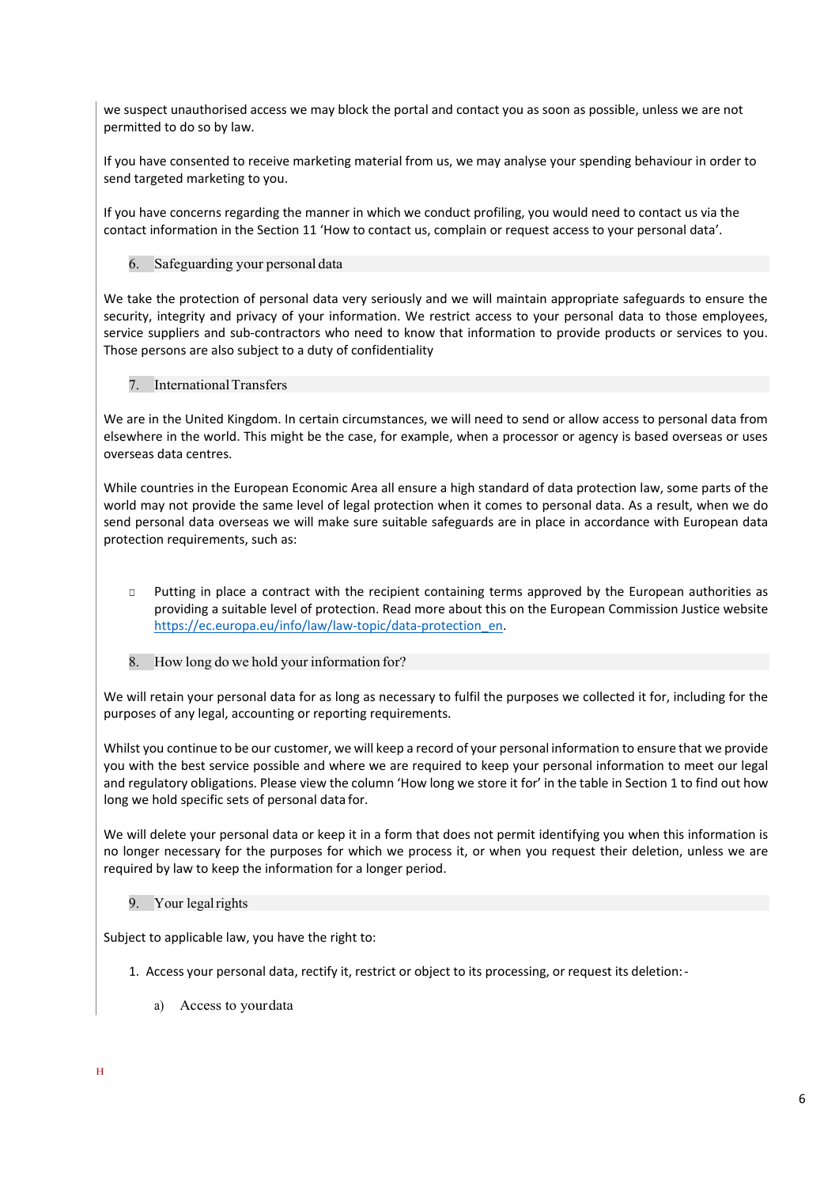we suspect unauthorised access we may block the portal and contact you as soon as possible, unless we are not permitted to do so by law.

If you have consented to receive marketing material from us, we may analyse your spending behaviour in order to send targeted marketing to you.

If you have concerns regarding the manner in which we conduct profiling, you would need to contact us via the contact information in the Section 11 'How to contact us, complain or request access to your personal data'.

## 6. Safeguarding your personal data

We take the protection of personal data very seriously and we will maintain appropriate safeguards to ensure the security, integrity and privacy of your information. We restrict access to your personal data to those employees, service suppliers and sub-contractors who need to know that information to provide products or services to you. Those persons are also subject to a duty of confidentiality

## 7. International Transfers

We are in the United Kingdom. In certain circumstances, we will need to send or allow access to personal data from elsewhere in the world. This might be the case, for example, when a processor or agency is based overseas or uses overseas data centres.

While countries in the European Economic Area all ensure a high standard of data protection law, some parts of the world may not provide the same level of legal protection when it comes to personal data. As a result, when we do send personal data overseas we will make sure suitable safeguards are in place in accordance with European data protection requirements, such as:

- Putting in place a contract with the recipient containing terms approved by the European authorities as providing a suitable level of protection. Read more about this on the European Commission Justice website https://ec.europa.eu/info/law/law-topic/data-protection_en.

## 8. How long do we hold your information for?

We will retain your personal data for as long as necessary to fulfil the purposes we collected it for, including for the purposes of any legal, accounting or reporting requirements.

Whilst you continue to be our customer, we will keep a record of your personal information to ensure that we provide you with the best service possible and where we are required to keep your personal information to meet our legal and regulatory obligations. Please view the column 'How long we store it for' in the table in Section 1 to find out how long we hold specific sets of personal data for.

We will delete your personal data or keep it in a form that does not permit identifying you when this information is no longer necessary for the purposes for which we process it, or when you request their deletion, unless we are required by law to keep the information for a longer period.

## 9. Your legal rights

Subject to applicable law, you have the right to:

1. Access your personal data, rectify it, restrict or object to its processing, or request its deletion:-

   a) Access to your data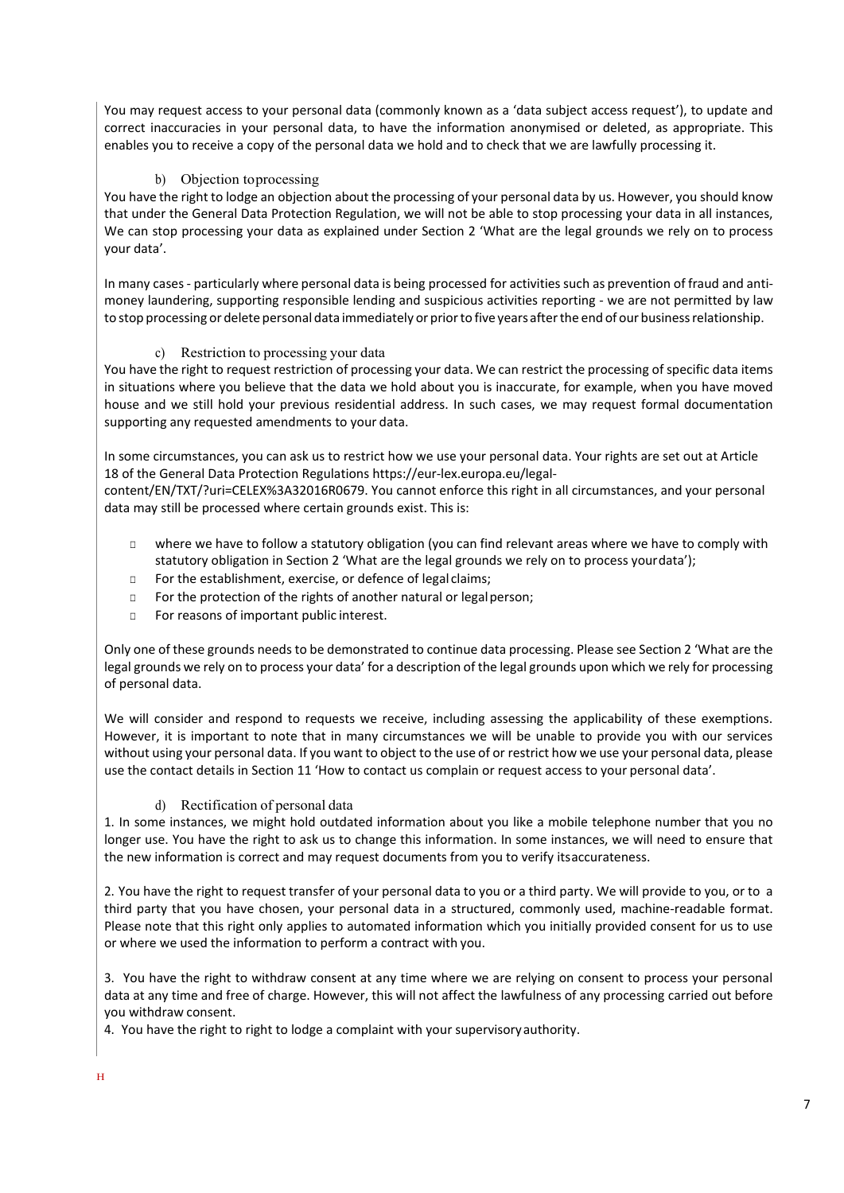You may request access to your personal data (commonly known as a 'data subject access request'), to update and correct inaccuracies in your personal data, to have the information anonymised or deleted, as appropriate. This enables you to receive a copy of the personal data we hold and to check that we are lawfully processing it.

b) Objection toprocessing

You have the right to lodge an objection about the processing of your personal data by us. However, you should know that under the General Data Protection Regulation, we will not be able to stop processing your data in all instances, We can stop processing your data as explained under Section 2 'What are the legal grounds we rely on to process your data'.

In many cases - particularly where personal data is being processed for activities such as prevention of fraud and anti-money laundering, supporting responsible lending and suspicious activities reporting - we are not permitted by law to stop processing or delete personal data immediately or prior to five years after the end of our business relationship.

c) Restriction to processing your data

You have the right to request restriction of processing your data. We can restrict the processing of specific data items in situations where you believe that the data we hold about you is inaccurate, for example, when you have moved house and we still hold your previous residential address. In such cases, we may request formal documentation supporting any requested amendments to your data.

In some circumstances, you can ask us to restrict how we use your personal data. Your rights are set out at Article 18 of the General Data Protection Regulations https://eur-lex.europa.eu/legal-content/EN/TXT/?uri=CELEX%3A32016R0679. You cannot enforce this right in all circumstances, and your personal data may still be processed where certain grounds exist. This is:

- where we have to follow a statutory obligation (you can find relevant areas where we have to comply with statutory obligation in Section 2 'What are the legal grounds we rely on to process yourdata');
- For the establishment, exercise, or defence of legal claims;
- For the protection of the rights of another natural or legal person;
- For reasons of important public interest.

Only one of these grounds needs to be demonstrated to continue data processing. Please see Section 2 'What are the legal grounds we rely on to process your data' for a description of the legal grounds upon which we rely for processing of personal data.

We will consider and respond to requests we receive, including assessing the applicability of these exemptions. However, it is important to note that in many circumstances we will be unable to provide you with our services without using your personal data. If you want to object to the use of or restrict how we use your personal data, please use the contact details in Section 11 'How to contact us complain or request access to your personal data'.

d) Rectification of personal data

1. In some instances, we might hold outdated information about you like a mobile telephone number that you no longer use. You have the right to ask us to change this information. In some instances, we will need to ensure that the new information is correct and may request documents from you to verify itsaccurateness.

2. You have the right to request transfer of your personal data to you or a third party. We will provide to you, or to a third party that you have chosen, your personal data in a structured, commonly used, machine-readable format. Please note that this right only applies to automated information which you initially provided consent for us to use or where we used the information to perform a contract with you.

3. You have the right to withdraw consent at any time where we are relying on consent to process your personal data at any time and free of charge. However, this will not affect the lawfulness of any processing carried out before you withdraw consent.

4. You have the right to right to lodge a complaint with your supervisory authority.

H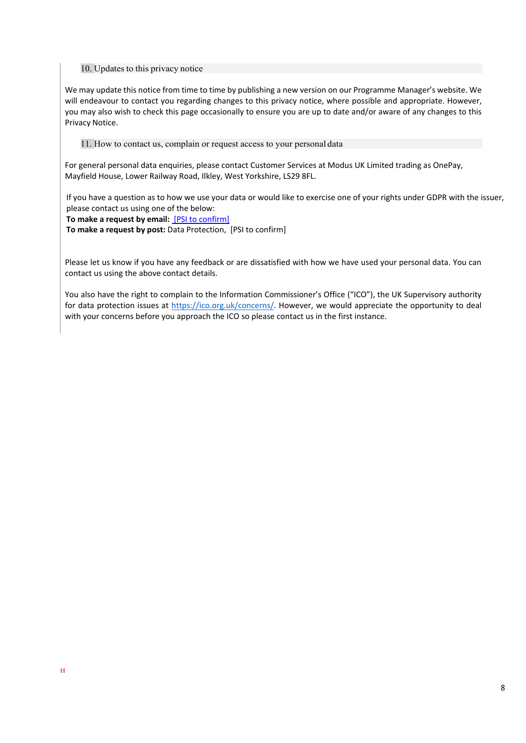## 10. Updates to this privacy notice

We may update this notice from time to time by publishing a new version on our Programme Manager's website. We will endeavour to contact you regarding changes to this privacy notice, where possible and appropriate. However, you may also wish to check this page occasionally to ensure you are up to date and/or aware of any changes to this Privacy Notice.

## 11. How to contact us, complain or request access to your personal data

For general personal data enquiries, please contact Customer Services at Modus UK Limited trading as OnePay, Mayfield House, Lower Railway Road, Ilkley, West Yorkshire, LS29 8FL.

If you have a question as to how we use your data or would like to exercise one of your rights under GDPR with the issuer, please contact us using one of the below:
**To make a request by email:** [PSI to confirm]
**To make a request by post:** Data Protection, [PSI to confirm]

Please let us know if you have any feedback or are dissatisfied with how we have used your personal data. You can contact us using the above contact details.

You also have the right to complain to the Information Commissioner's Office ("ICO"), the UK Supervisory authority for data protection issues at https://ico.org.uk/concerns/. However, we would appreciate the opportunity to deal with your concerns before you approach the ICO so please contact us in the first instance.

H